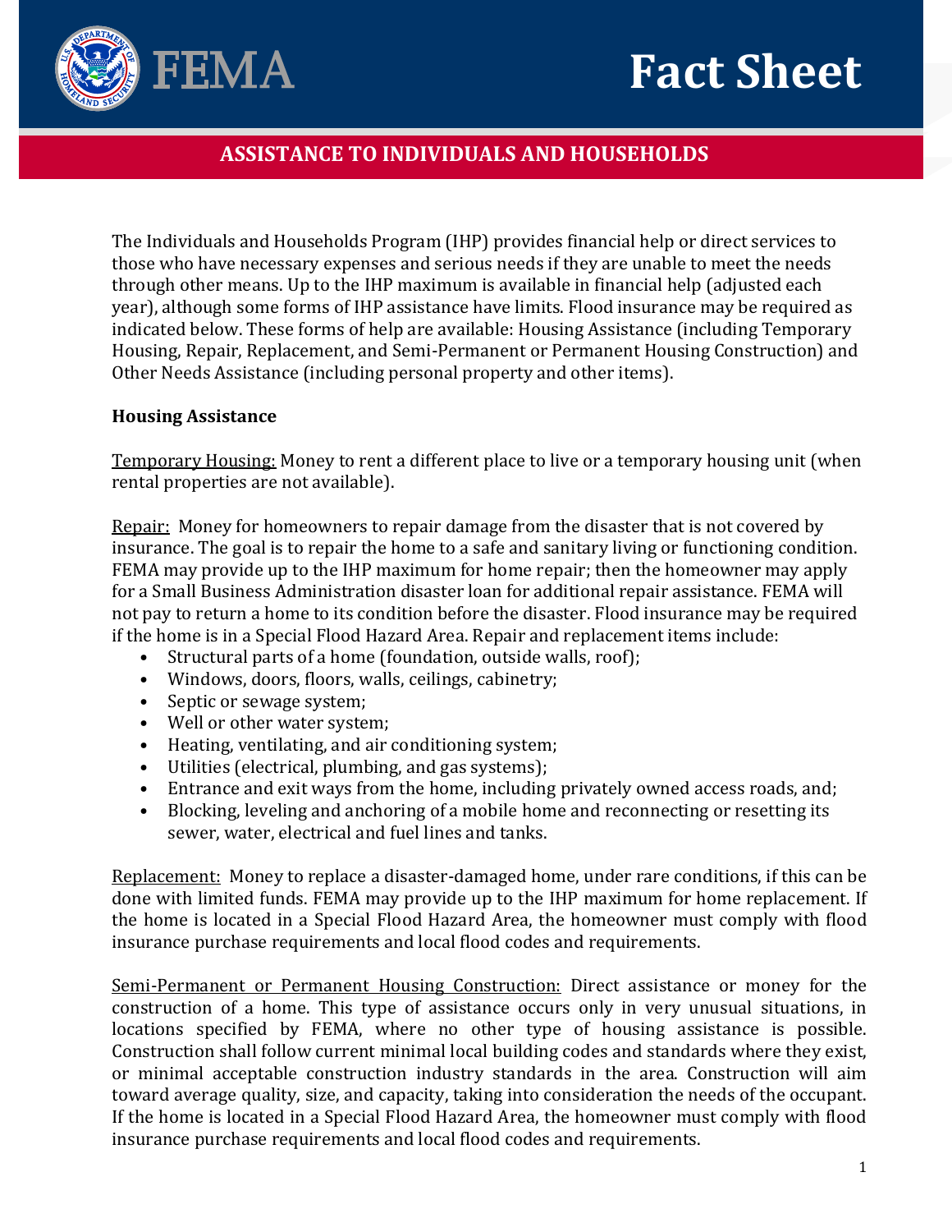# Fact Sheet

## ASSISTANCE TO INDIVIDUALS AND HOUSEHOLDS

The Individuals and Households Program (IHP) provides financial help or direct services to those who have necessary expenses and serious needs if they are unable to meet the needs through other means. Up to the IHP maximum is available in financial help (adjusted each year), although some forms of IHP assistance have limits. Flood insurance may be required as indicated below. These forms of help are available: Housing Assistance (including Temporary Housing, Repair, Replacement, and Semi-Permanent or Permanent Housing Construction) and Other Needs Assistance (including personal property and other items).

**Housing Assistance**

<u>Temporary Housing:</u> Money to rent a different place to live or a temporary housing unit (when rental properties are not available).

<u>Repair:</u> Money for homeowners to repair damage from the disaster that is not covered by insurance. The goal is to repair the home to a safe and sanitary living or functioning condition. FEMA may provide up to the IHP maximum for home repair; then the homeowner may apply for a Small Business Administration disaster loan for additional repair assistance. FEMA will not pay to return a home to its condition before the disaster. Flood insurance may be required if the home is in a Special Flood Hazard Area. Repair and replacement items include:

- Structural parts of a home (foundation, outside walls, roof);
- Windows, doors, floors, walls, ceilings, cabinetry;
- Septic or sewage system;
- Well or other water system;
- Heating, ventilating, and air conditioning system;
- Utilities (electrical, plumbing, and gas systems);
- Entrance and exit ways from the home, including privately owned access roads, and;
- Blocking, leveling and anchoring of a mobile home and reconnecting or resetting its sewer, water, electrical and fuel lines and tanks.

<u>Replacement:</u> Money to replace a disaster-damaged home, under rare conditions, if this can be done with limited funds. FEMA may provide up to the IHP maximum for home replacement. If the home is located in a Special Flood Hazard Area, the homeowner must comply with flood insurance purchase requirements and local flood codes and requirements.

<u>Semi-Permanent or Permanent Housing Construction:</u> Direct assistance or money for the construction of a home. This type of assistance occurs only in very unusual situations, in locations specified by FEMA, where no other type of housing assistance is possible. Construction shall follow current minimal local building codes and standards where they exist, or minimal acceptable construction industry standards in the area. Construction will aim toward average quality, size, and capacity, taking into consideration the needs of the occupant. If the home is located in a Special Flood Hazard Area, the homeowner must comply with flood insurance purchase requirements and local flood codes and requirements.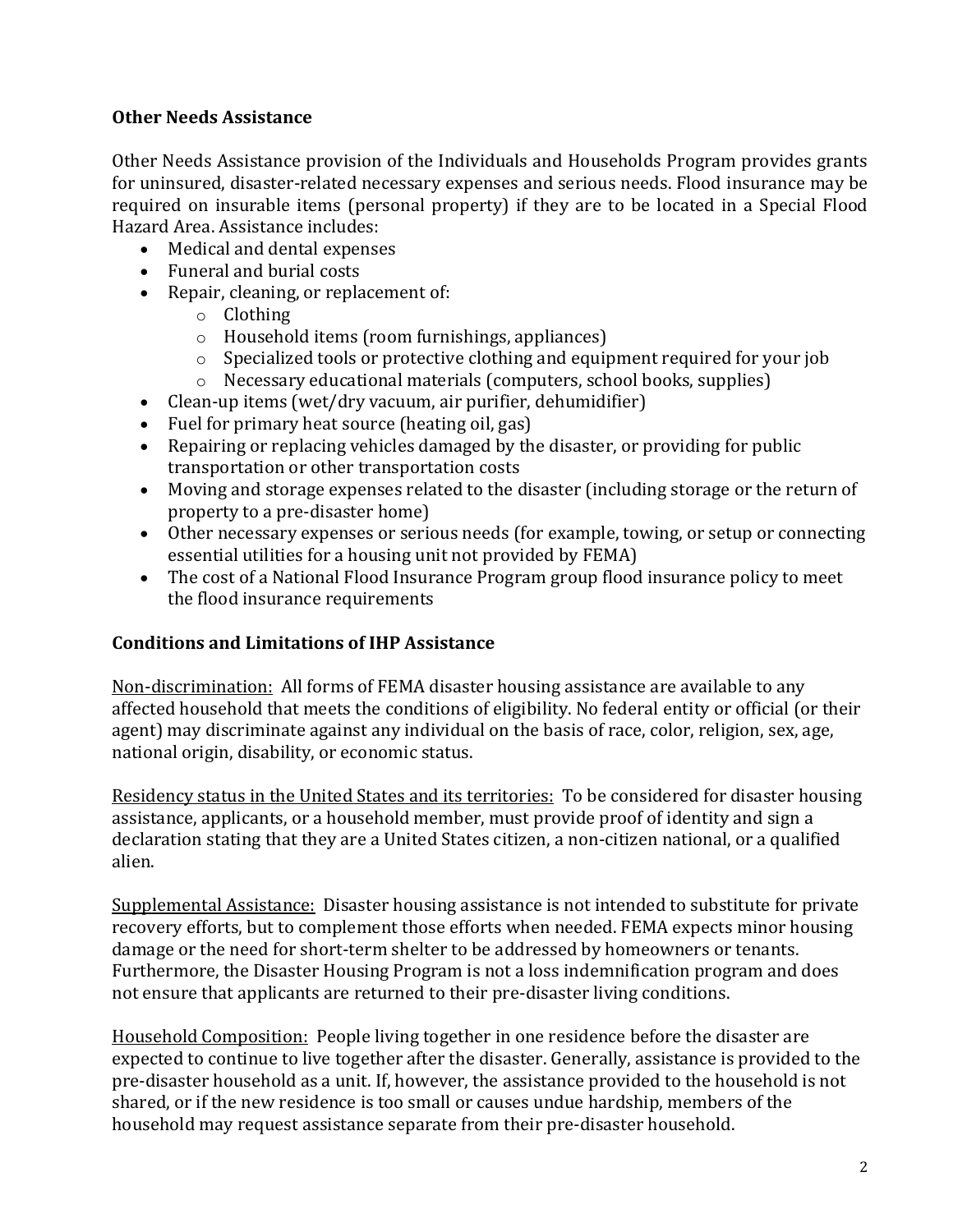## Other Needs Assistance

Other Needs Assistance provision of the Individuals and Households Program provides grants for uninsured, disaster-related necessary expenses and serious needs. Flood insurance may be required on insurable items (personal property) if they are to be located in a Special Flood Hazard Area. Assistance includes:

- Medical and dental expenses
- Funeral and burial costs
- Repair, cleaning, or replacement of:
  - Clothing
  - Household items (room furnishings, appliances)
  - Specialized tools or protective clothing and equipment required for your job
  - Necessary educational materials (computers, school books, supplies)
- Clean-up items (wet/dry vacuum, air purifier, dehumidifier)
- Fuel for primary heat source (heating oil, gas)
- Repairing or replacing vehicles damaged by the disaster, or providing for public transportation or other transportation costs
- Moving and storage expenses related to the disaster (including storage or the return of property to a pre-disaster home)
- Other necessary expenses or serious needs (for example, towing, or setup or connecting essential utilities for a housing unit not provided by FEMA)
- The cost of a National Flood Insurance Program group flood insurance policy to meet the flood insurance requirements

## Conditions and Limitations of IHP Assistance

<u>Non-discrimination:</u> All forms of FEMA disaster housing assistance are available to any affected household that meets the conditions of eligibility. No federal entity or official (or their agent) may discriminate against any individual on the basis of race, color, religion, sex, age, national origin, disability, or economic status.

<u>Residency status in the United States and its territories:</u> To be considered for disaster housing assistance, applicants, or a household member, must provide proof of identity and sign a declaration stating that they are a United States citizen, a non-citizen national, or a qualified alien.

<u>Supplemental Assistance:</u> Disaster housing assistance is not intended to substitute for private recovery efforts, but to complement those efforts when needed. FEMA expects minor housing damage or the need for short-term shelter to be addressed by homeowners or tenants. Furthermore, the Disaster Housing Program is not a loss indemnification program and does not ensure that applicants are returned to their pre-disaster living conditions.

<u>Household Composition:</u> People living together in one residence before the disaster are expected to continue to live together after the disaster. Generally, assistance is provided to the pre-disaster household as a unit. If, however, the assistance provided to the household is not shared, or if the new residence is too small or causes undue hardship, members of the household may request assistance separate from their pre-disaster household.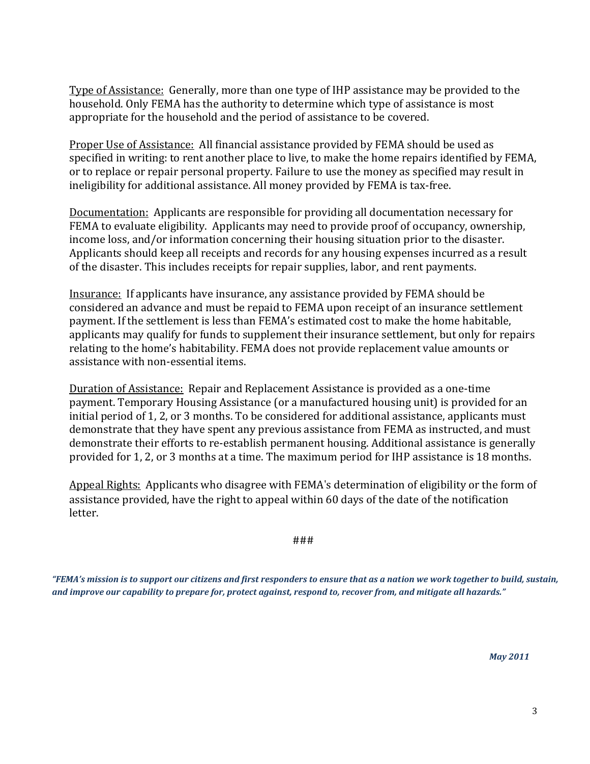<u>Type of Assistance:</u> Generally, more than one type of IHP assistance may be provided to the household. Only FEMA has the authority to determine which type of assistance is most appropriate for the household and the period of assistance to be covered.

<u>Proper Use of Assistance:</u> All financial assistance provided by FEMA should be used as specified in writing: to rent another place to live, to make the home repairs identified by FEMA, or to replace or repair personal property. Failure to use the money as specified may result in ineligibility for additional assistance. All money provided by FEMA is tax-free.

<u>Documentation:</u> Applicants are responsible for providing all documentation necessary for FEMA to evaluate eligibility. Applicants may need to provide proof of occupancy, ownership, income loss, and/or information concerning their housing situation prior to the disaster. Applicants should keep all receipts and records for any housing expenses incurred as a result of the disaster. This includes receipts for repair supplies, labor, and rent payments.

<u>Insurance:</u> If applicants have insurance, any assistance provided by FEMA should be considered an advance and must be repaid to FEMA upon receipt of an insurance settlement payment. If the settlement is less than FEMA's estimated cost to make the home habitable, applicants may qualify for funds to supplement their insurance settlement, but only for repairs relating to the home's habitability. FEMA does not provide replacement value amounts or assistance with non-essential items.

<u>Duration of Assistance:</u> Repair and Replacement Assistance is provided as a one-time payment. Temporary Housing Assistance (or a manufactured housing unit) is provided for an initial period of 1, 2, or 3 months. To be considered for additional assistance, applicants must demonstrate that they have spent any previous assistance from FEMA as instructed, and must demonstrate their efforts to re-establish permanent housing. Additional assistance is generally provided for 1, 2, or 3 months at a time. The maximum period for IHP assistance is 18 months.

<u>Appeal Rights:</u> Applicants who disagree with FEMA's determination of eligibility or the form of assistance provided, have the right to appeal within 60 days of the date of the notification letter.

###

***"FEMA's mission is to support our citizens and first responders to ensure that as a nation we work together to build, sustain, and improve our capability to prepare for, protect against, respond to, recover from, and mitigate all hazards."***

***May 2011***